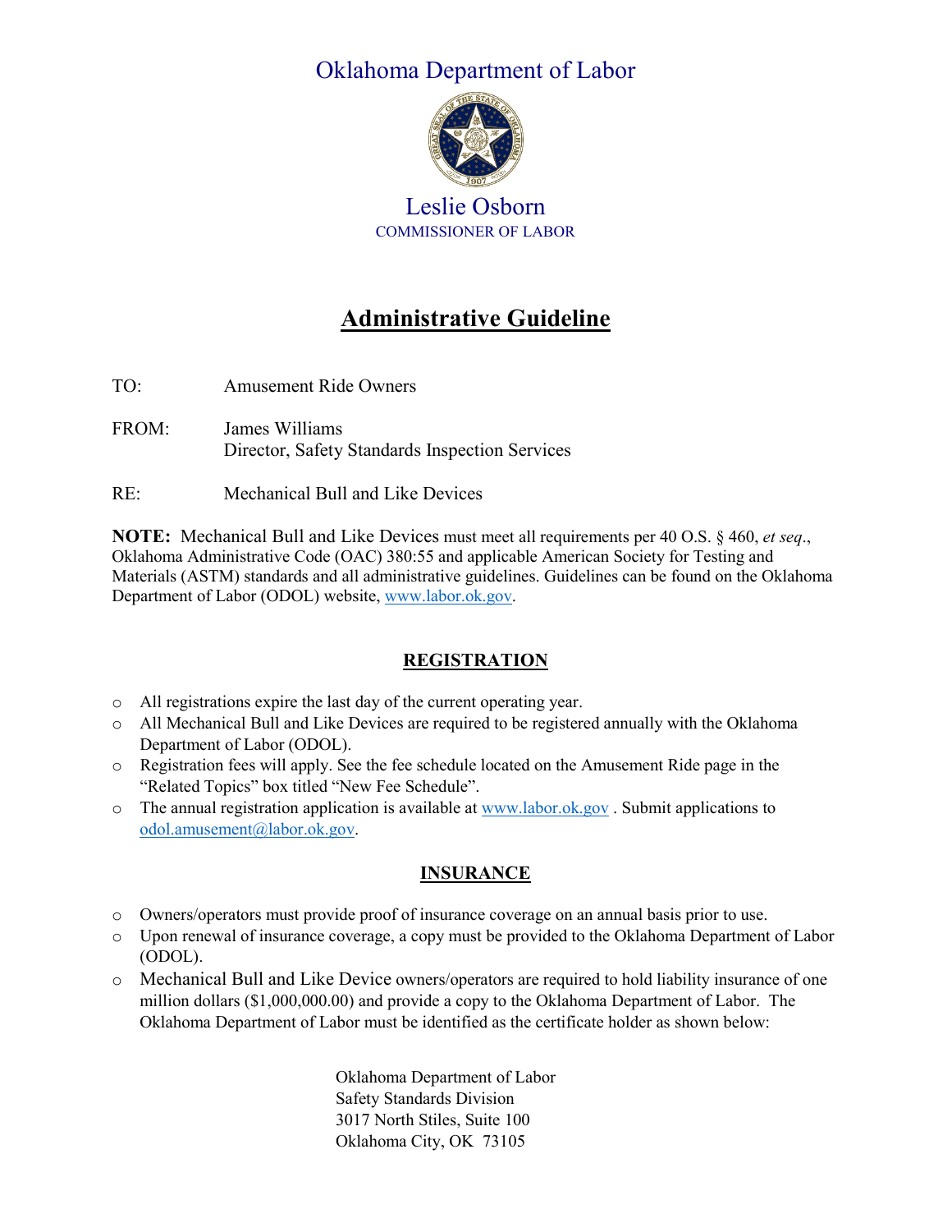Oklahoma Department of Labor

Leslie Osborn
COMMISSIONER OF LABOR

# Administrative Guideline

TO: Amusement Ride Owners

FROM: James Williams
Director, Safety Standards Inspection Services

RE: Mechanical Bull and Like Devices

**NOTE:** Mechanical Bull and Like Devices must meet all requirements per 40 O.S. § 460, *et seq*., Oklahoma Administrative Code (OAC) 380:55 and applicable American Society for Testing and Materials (ASTM) standards and all administrative guidelines. Guidelines can be found on the Oklahoma Department of Labor (ODOL) website, www.labor.ok.gov.

## REGISTRATION

- All registrations expire the last day of the current operating year.
- All Mechanical Bull and Like Devices are required to be registered annually with the Oklahoma Department of Labor (ODOL).
- Registration fees will apply. See the fee schedule located on the Amusement Ride page in the "Related Topics" box titled "New Fee Schedule".
- The annual registration application is available at www.labor.ok.gov . Submit applications to odol.amusement@labor.ok.gov.

## INSURANCE

- Owners/operators must provide proof of insurance coverage on an annual basis prior to use.
- Upon renewal of insurance coverage, a copy must be provided to the Oklahoma Department of Labor (ODOL).
- Mechanical Bull and Like Device owners/operators are required to hold liability insurance of one million dollars ($1,000,000.00) and provide a copy to the Oklahoma Department of Labor. The Oklahoma Department of Labor must be identified as the certificate holder as shown below:

  Oklahoma Department of Labor
  Safety Standards Division
  3017 North Stiles, Suite 100
  Oklahoma City, OK 73105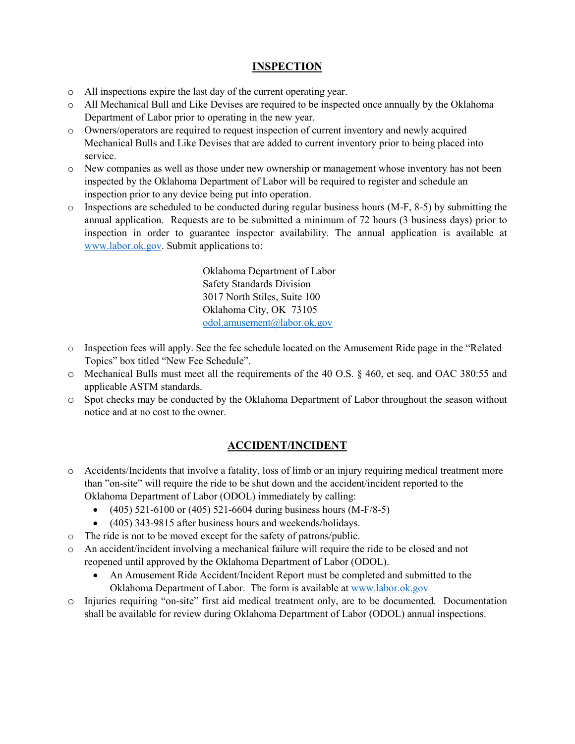## INSPECTION

- All inspections expire the last day of the current operating year.
- All Mechanical Bull and Like Devises are required to be inspected once annually by the Oklahoma Department of Labor prior to operating in the new year.
- Owners/operators are required to request inspection of current inventory and newly acquired Mechanical Bulls and Like Devises that are added to current inventory prior to being placed into service.
- New companies as well as those under new ownership or management whose inventory has not been inspected by the Oklahoma Department of Labor will be required to register and schedule an inspection prior to any device being put into operation.
- Inspections are scheduled to be conducted during regular business hours (M-F, 8-5) by submitting the annual application. Requests are to be submitted a minimum of 72 hours (3 business days) prior to inspection in order to guarantee inspector availability. The annual application is available at www.labor.ok.gov. Submit applications to:

  Oklahoma Department of Labor
  Safety Standards Division
  3017 North Stiles, Suite 100
  Oklahoma City, OK 73105
  odol.amusement@labor.ok.gov

- Inspection fees will apply. See the fee schedule located on the Amusement Ride page in the "Related Topics" box titled "New Fee Schedule".
- Mechanical Bulls must meet all the requirements of the 40 O.S. § 460, et seq. and OAC 380:55 and applicable ASTM standards.
- Spot checks may be conducted by the Oklahoma Department of Labor throughout the season without notice and at no cost to the owner.

## ACCIDENT/INCIDENT

- Accidents/Incidents that involve a fatality, loss of limb or an injury requiring medical treatment more than "on-site" will require the ride to be shut down and the accident/incident reported to the Oklahoma Department of Labor (ODOL) immediately by calling:
  - (405) 521-6100 or (405) 521-6604 during business hours (M-F/8-5)
  - (405) 343-9815 after business hours and weekends/holidays.
- The ride is not to be moved except for the safety of patrons/public.
- An accident/incident involving a mechanical failure will require the ride to be closed and not reopened until approved by the Oklahoma Department of Labor (ODOL).
  - An Amusement Ride Accident/Incident Report must be completed and submitted to the Oklahoma Department of Labor. The form is available at www.labor.ok.gov
- Injuries requiring "on-site" first aid medical treatment only, are to be documented. Documentation shall be available for review during Oklahoma Department of Labor (ODOL) annual inspections.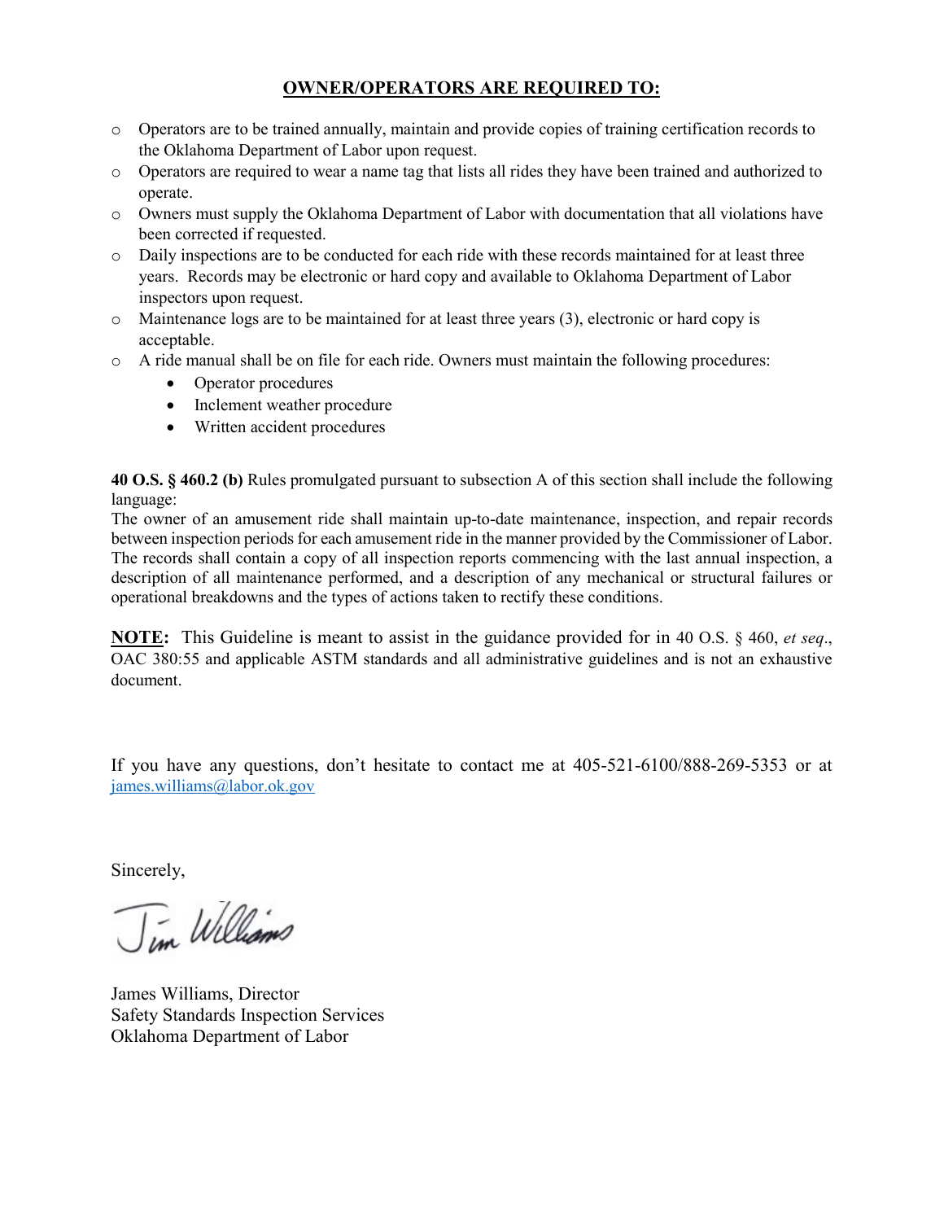## OWNER/OPERATORS ARE REQUIRED TO:

- Operators are to be trained annually, maintain and provide copies of training certification records to the Oklahoma Department of Labor upon request.
- Operators are required to wear a name tag that lists all rides they have been trained and authorized to operate.
- Owners must supply the Oklahoma Department of Labor with documentation that all violations have been corrected if requested.
- Daily inspections are to be conducted for each ride with these records maintained for at least three years. Records may be electronic or hard copy and available to Oklahoma Department of Labor inspectors upon request.
- Maintenance logs are to be maintained for at least three years (3), electronic or hard copy is acceptable.
- A ride manual shall be on file for each ride. Owners must maintain the following procedures:
  - Operator procedures
  - Inclement weather procedure
  - Written accident procedures

**40 O.S. § 460.2 (b)** Rules promulgated pursuant to subsection A of this section shall include the following language:
The owner of an amusement ride shall maintain up-to-date maintenance, inspection, and repair records between inspection periods for each amusement ride in the manner provided by the Commissioner of Labor. The records shall contain a copy of all inspection reports commencing with the last annual inspection, a description of all maintenance performed, and a description of any mechanical or structural failures or operational breakdowns and the types of actions taken to rectify these conditions.

**NOTE:** This Guideline is meant to assist in the guidance provided for in 40 O.S. § 460, *et seq*., OAC 380:55 and applicable ASTM standards and all administrative guidelines and is not an exhaustive document.

If you have any questions, don't hesitate to contact me at 405-521-6100/888-269-5353 or at james.williams@labor.ok.gov

Sincerely,

Jim Williams

James Williams, Director
Safety Standards Inspection Services
Oklahoma Department of Labor